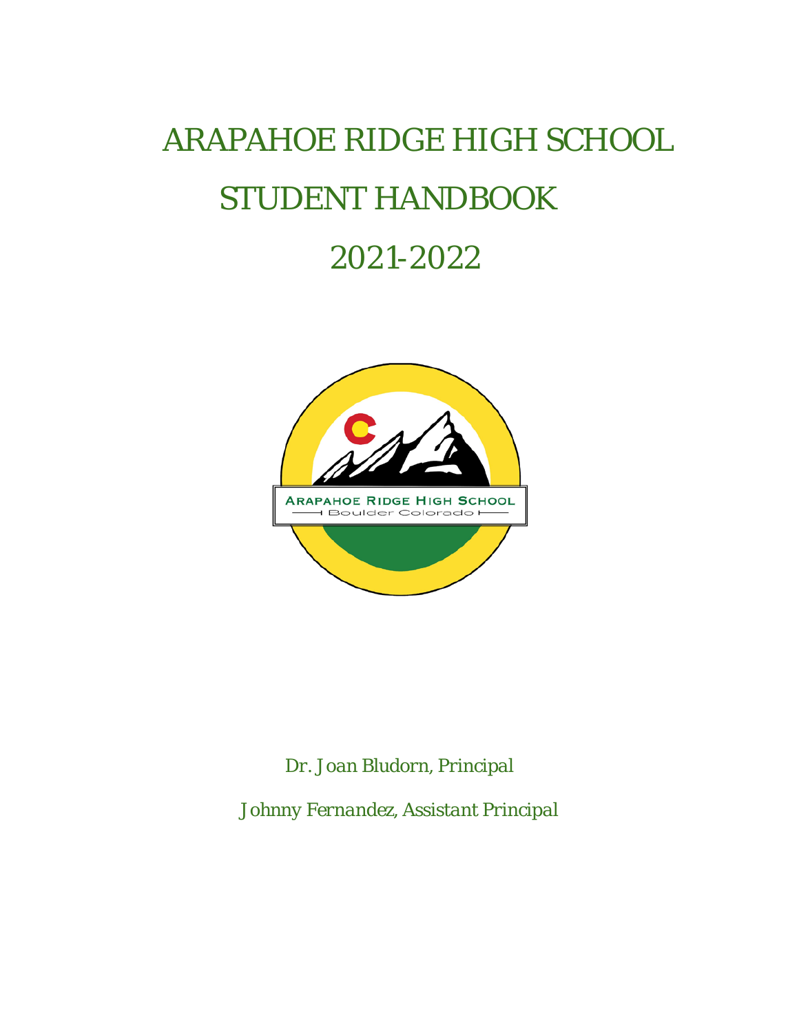# ARAPAHOE RIDGE HIGH SCHOOL

# STUDENT HANDBOOK

# 2021-2022

*Dr. Joan Bludorn, Principal*

*Johnny Fernandez, Assistant Principal*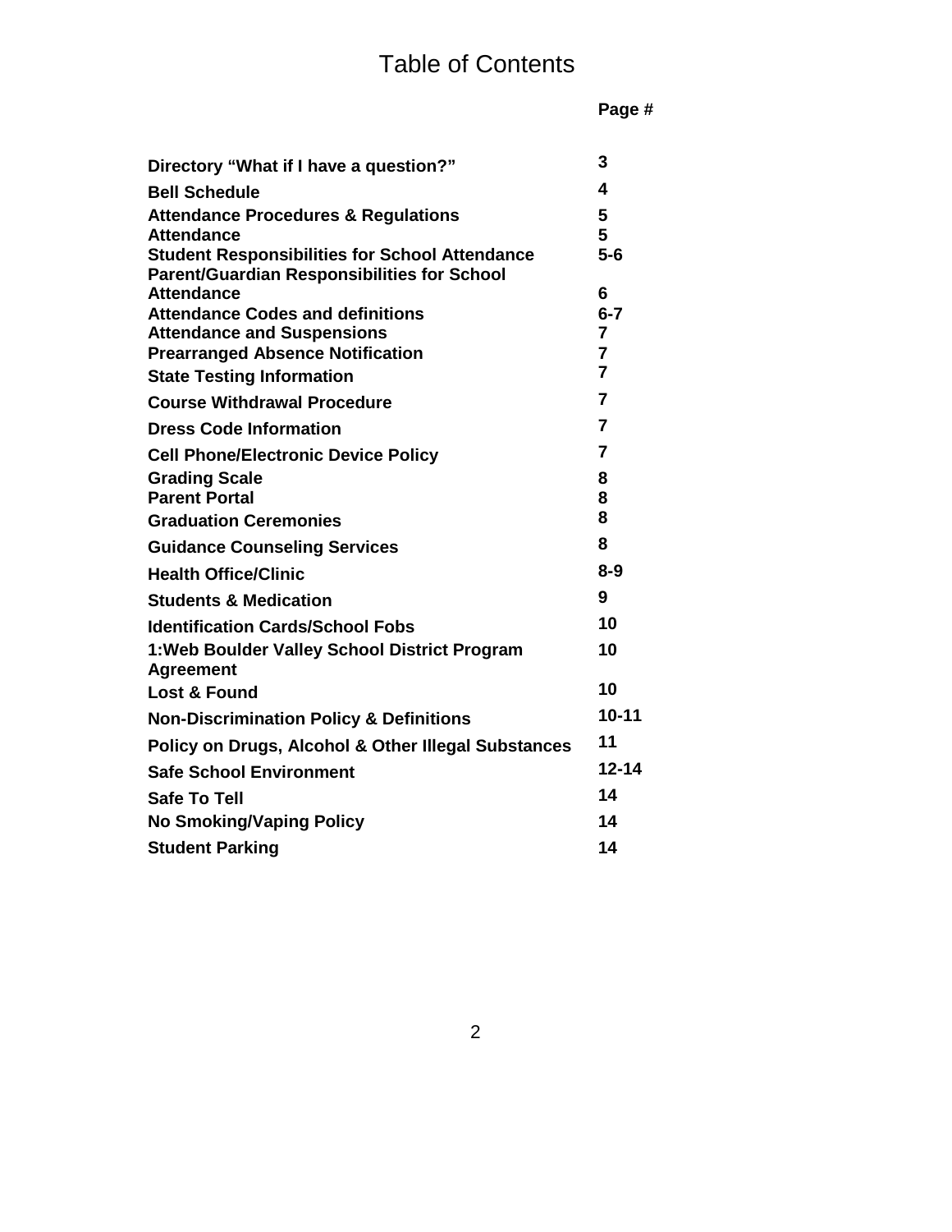# Table of Contents

| | Page # |
|---|---|
| **Directory "What if I have a question?"** | **3** |
| **Bell Schedule** | **4** |
| **Attendance Procedures & Regulations** | **5** |
| **Attendance** | **5** |
| **Student Responsibilities for School Attendance** | **5-6** |
| **Parent/Guardian Responsibilities for School Attendance** | **6** |
| **Attendance Codes and definitions** | **6-7** |
| **Attendance and Suspensions** | **7** |
| **Prearranged Absence Notification** | **7** |
| **State Testing Information** | **7** |
| **Course Withdrawal Procedure** | **7** |
| **Dress Code Information** | **7** |
| **Cell Phone/Electronic Device Policy** | **7** |
| **Grading Scale** | **8** |
| **Parent Portal** | **8** |
| **Graduation Ceremonies** | **8** |
| **Guidance Counseling Services** | **8** |
| **Health Office/Clinic** | **8-9** |
| **Students & Medication** | **9** |
| **Identification Cards/School Fobs** | **10** |
| **1:Web Boulder Valley School District Program Agreement** | **10** |
| **Lost & Found** | **10** |
| **Non-Discrimination Policy & Definitions** | **10-11** |
| **Policy on Drugs, Alcohol & Other Illegal Substances** | **11** |
| **Safe School Environment** | **12-14** |
| **Safe To Tell** | **14** |
| **No Smoking/Vaping Policy** | **14** |
| **Student Parking** | **14** |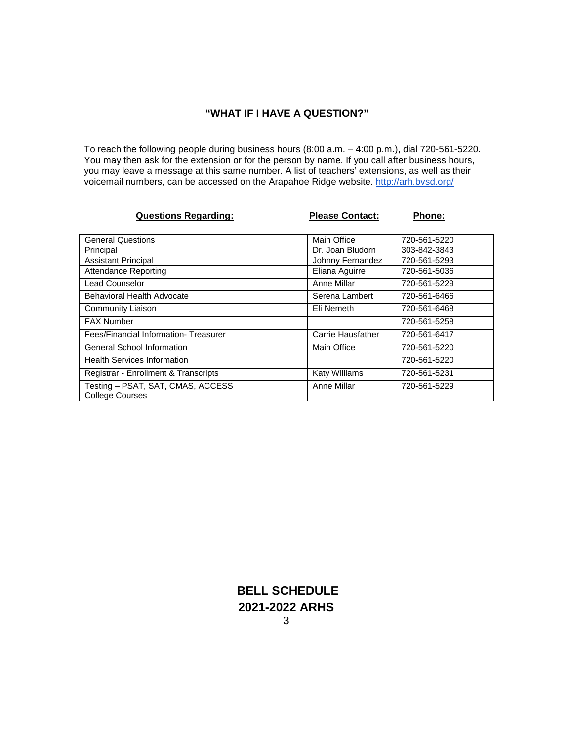## "WHAT IF I HAVE A QUESTION?"

To reach the following people during business hours (8:00 a.m. – 4:00 p.m.), dial 720-561-5220. You may then ask for the extension or for the person by name. If you call after business hours, you may leave a message at this same number. A list of teachers' extensions, as well as their voicemail numbers, can be accessed on the Arapahoe Ridge website. http://arh.bvsd.org/

| **Questions Regarding:** | **Please Contact:** | **Phone:** |
|---|---|---|
| General Questions | Main Office | 720-561-5220 |
| Principal | Dr. Joan Bludorn | 303-842-3843 |
| Assistant Principal | Johnny Fernandez | 720-561-5293 |
| Attendance Reporting | Eliana Aguirre | 720-561-5036 |
| Lead Counselor | Anne Millar | 720-561-5229 |
| Behavioral Health Advocate | Serena Lambert | 720-561-6466 |
| Community Liaison | Eli Nemeth | 720-561-6468 |
| FAX Number | | 720-561-5258 |
| Fees/Financial Information- Treasurer | Carrie Hausfather | 720-561-6417 |
| General School Information | Main Office | 720-561-5220 |
| Health Services Information | | 720-561-5220 |
| Registrar - Enrollment & Transcripts | Katy Williams | 720-561-5231 |
| Testing – PSAT, SAT, CMAS, ACCESS College Courses | Anne Millar | 720-561-5229 |

## BELL SCHEDULE
## 2021-2022 ARHS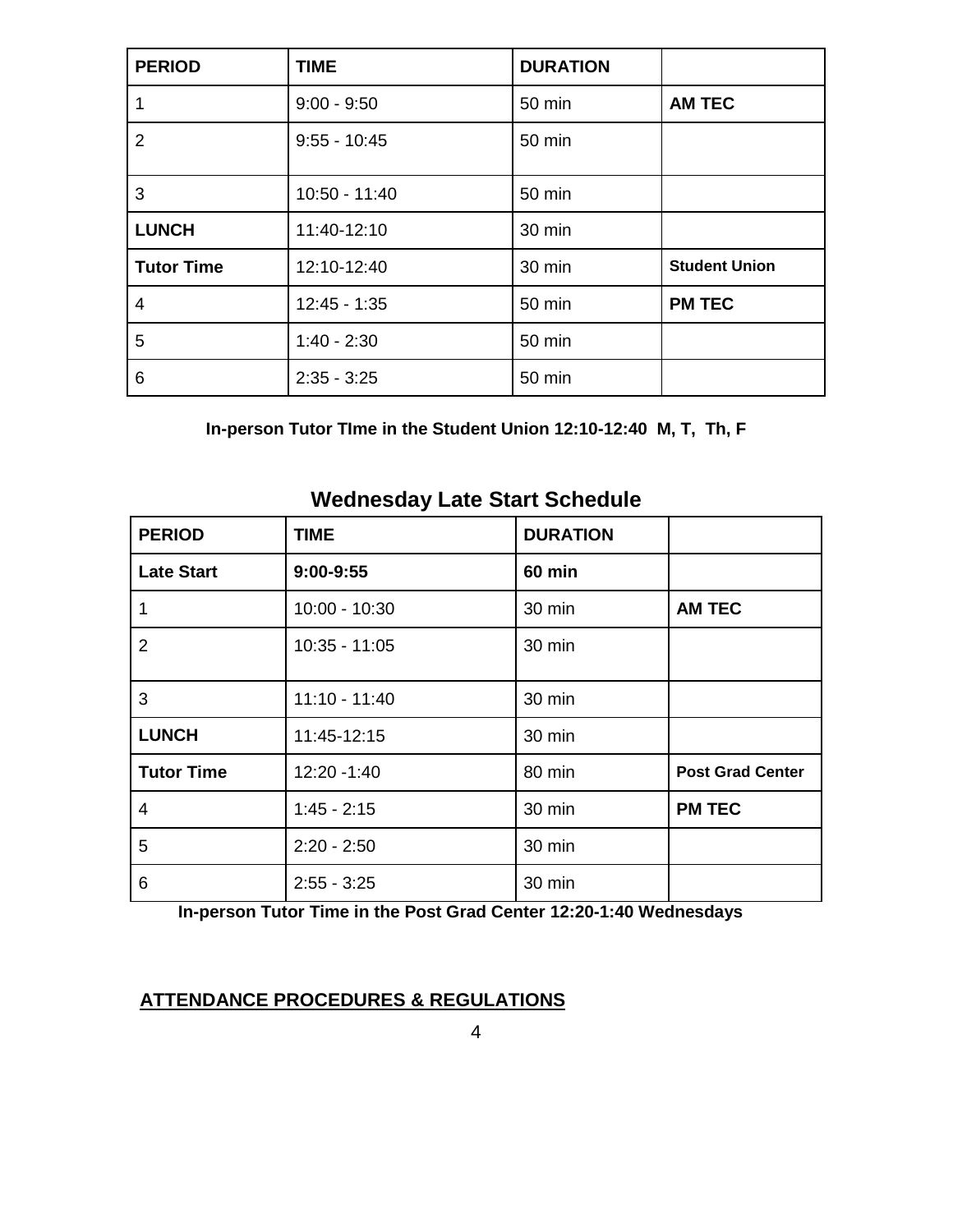| PERIOD | TIME | DURATION | |
|---|---|---|---|
| 1 | 9:00 - 9:50 | 50 min | **AM TEC** |
| 2 | 9:55 - 10:45 | 50 min | |
| 3 | 10:50 - 11:40 | 50 min | |
| **LUNCH** | 11:40-12:10 | 30 min | |
| **Tutor Time** | 12:10-12:40 | 30 min | **Student Union** |
| 4 | 12:45 - 1:35 | 50 min | **PM TEC** |
| 5 | 1:40 - 2:30 | 50 min | |
| 6 | 2:35 - 3:25 | 50 min | |

**In-person Tutor TIme in the Student Union 12:10-12:40 M, T, Th, F**

## Wednesday Late Start Schedule

| PERIOD | TIME | DURATION | |
|---|---|---|---|
| **Late Start** | **9:00-9:55** | **60 min** | |
| 1 | 10:00 - 10:30 | 30 min | **AM TEC** |
| 2 | 10:35 - 11:05 | 30 min | |
| 3 | 11:10 - 11:40 | 30 min | |
| **LUNCH** | 11:45-12:15 | 30 min | |
| **Tutor Time** | 12:20 -1:40 | 80 min | **Post Grad Center** |
| 4 | 1:45 - 2:15 | 30 min | **PM TEC** |
| 5 | 2:20 - 2:50 | 30 min | |
| 6 | 2:55 - 3:25 | 30 min | |

**In-person Tutor Time in the Post Grad Center 12:20-1:40 Wednesdays**

## ATTENDANCE PROCEDURES & REGULATIONS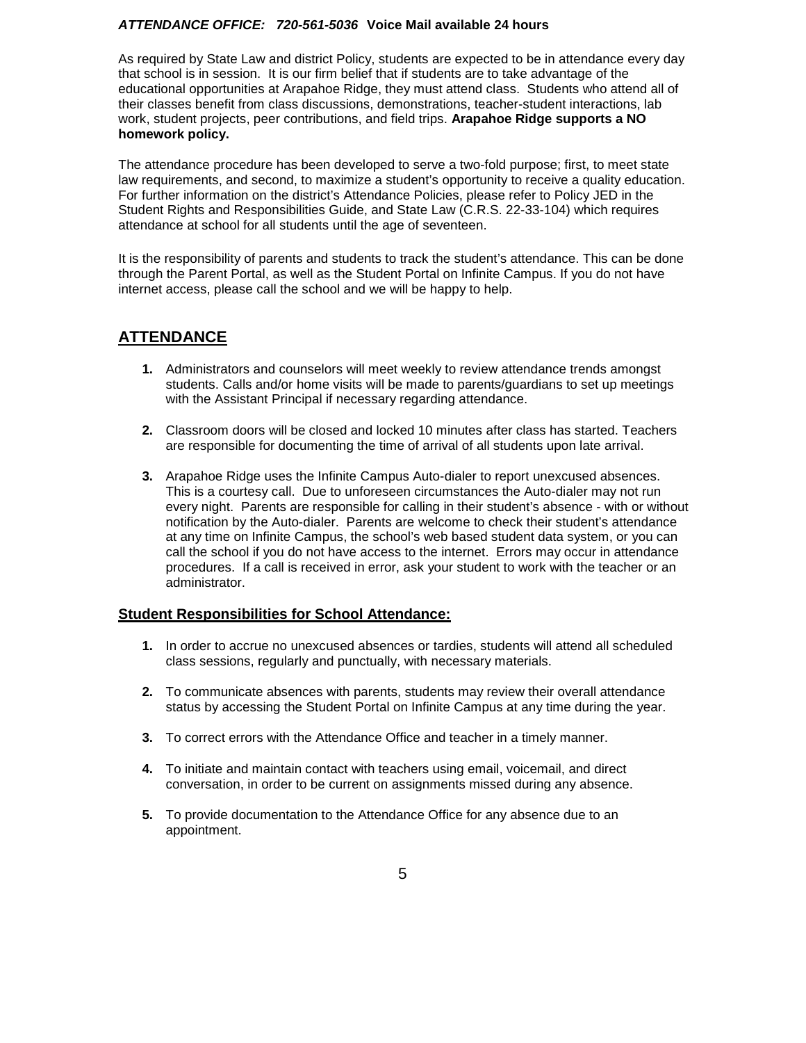***ATTENDANCE OFFICE: 720-561-5036*** **Voice Mail available 24 hours**

As required by State Law and district Policy, students are expected to be in attendance every day that school is in session. It is our firm belief that if students are to take advantage of the educational opportunities at Arapahoe Ridge, they must attend class. Students who attend all of their classes benefit from class discussions, demonstrations, teacher-student interactions, lab work, student projects, peer contributions, and field trips. **Arapahoe Ridge supports a NO homework policy.**

The attendance procedure has been developed to serve a two-fold purpose; first, to meet state law requirements, and second, to maximize a student's opportunity to receive a quality education. For further information on the district's Attendance Policies, please refer to Policy JED in the Student Rights and Responsibilities Guide, and State Law (C.R.S. 22-33-104) which requires attendance at school for all students until the age of seventeen.

It is the responsibility of parents and students to track the student's attendance. This can be done through the Parent Portal, as well as the Student Portal on Infinite Campus. If you do not have internet access, please call the school and we will be happy to help.

## ATTENDANCE

1. Administrators and counselors will meet weekly to review attendance trends amongst students. Calls and/or home visits will be made to parents/guardians to set up meetings with the Assistant Principal if necessary regarding attendance.

2. Classroom doors will be closed and locked 10 minutes after class has started. Teachers are responsible for documenting the time of arrival of all students upon late arrival.

3. Arapahoe Ridge uses the Infinite Campus Auto-dialer to report unexcused absences. This is a courtesy call. Due to unforeseen circumstances the Auto-dialer may not run every night. Parents are responsible for calling in their student's absence - with or without notification by the Auto-dialer. Parents are welcome to check their student's attendance at any time on Infinite Campus, the school's web based student data system, or you can call the school if you do not have access to the internet. Errors may occur in attendance procedures. If a call is received in error, ask your student to work with the teacher or an administrator.

### Student Responsibilities for School Attendance:

1. In order to accrue no unexcused absences or tardies, students will attend all scheduled class sessions, regularly and punctually, with necessary materials.

2. To communicate absences with parents, students may review their overall attendance status by accessing the Student Portal on Infinite Campus at any time during the year.

3. To correct errors with the Attendance Office and teacher in a timely manner.

4. To initiate and maintain contact with teachers using email, voicemail, and direct conversation, in order to be current on assignments missed during any absence.

5. To provide documentation to the Attendance Office for any absence due to an appointment.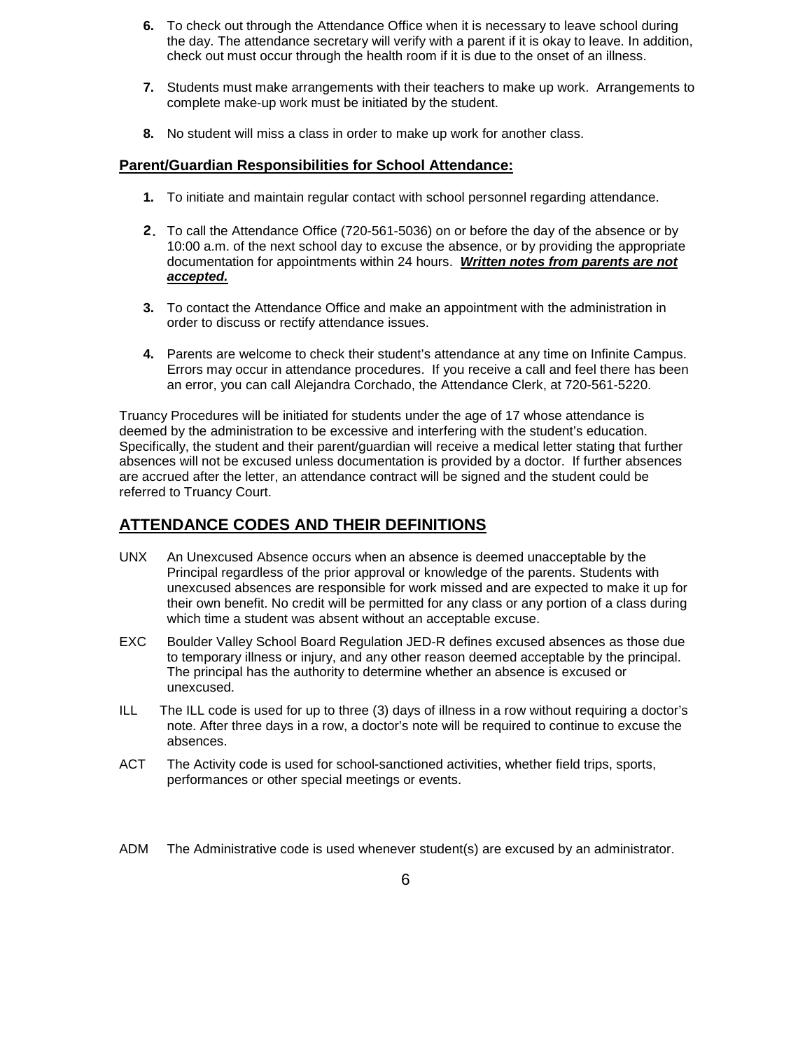6. To check out through the Attendance Office when it is necessary to leave school during the day. The attendance secretary will verify with a parent if it is okay to leave. In addition, check out must occur through the health room if it is due to the onset of an illness.

7. Students must make arrangements with their teachers to make up work. Arrangements to complete make-up work must be initiated by the student.

8. No student will miss a class in order to make up work for another class.

**Parent/Guardian Responsibilities for School Attendance:**

1. To initiate and maintain regular contact with school personnel regarding attendance.

2. To call the Attendance Office (720-561-5036) on or before the day of the absence or by 10:00 a.m. of the next school day to excuse the absence, or by providing the appropriate documentation for appointments within 24 hours. ***Written notes from parents are not accepted.***

3. To contact the Attendance Office and make an appointment with the administration in order to discuss or rectify attendance issues.

4. Parents are welcome to check their student's attendance at any time on Infinite Campus. Errors may occur in attendance procedures. If you receive a call and feel there has been an error, you can call Alejandra Corchado, the Attendance Clerk, at 720-561-5220.

Truancy Procedures will be initiated for students under the age of 17 whose attendance is deemed by the administration to be excessive and interfering with the student's education. Specifically, the student and their parent/guardian will receive a medical letter stating that further absences will not be excused unless documentation is provided by a doctor. If further absences are accrued after the letter, an attendance contract will be signed and the student could be referred to Truancy Court.

## ATTENDANCE CODES AND THEIR DEFINITIONS

UNX An Unexcused Absence occurs when an absence is deemed unacceptable by the Principal regardless of the prior approval or knowledge of the parents. Students with unexcused absences are responsible for work missed and are expected to make it up for their own benefit. No credit will be permitted for any class or any portion of a class during which time a student was absent without an acceptable excuse.

EXC Boulder Valley School Board Regulation JED-R defines excused absences as those due to temporary illness or injury, and any other reason deemed acceptable by the principal. The principal has the authority to determine whether an absence is excused or unexcused.

ILL The ILL code is used for up to three (3) days of illness in a row without requiring a doctor's note. After three days in a row, a doctor's note will be required to continue to excuse the absences.

ACT The Activity code is used for school-sanctioned activities, whether field trips, sports, performances or other special meetings or events.

ADM The Administrative code is used whenever student(s) are excused by an administrator.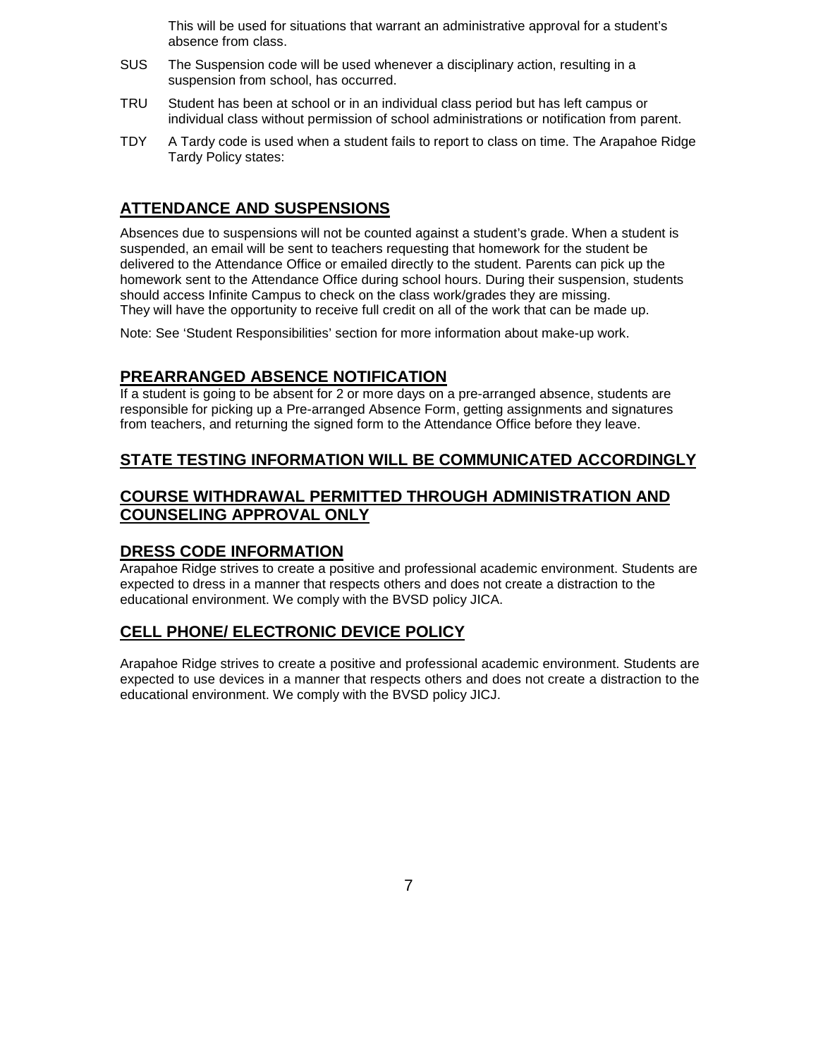This will be used for situations that warrant an administrative approval for a student's absence from class.

SUS The Suspension code will be used whenever a disciplinary action, resulting in a suspension from school, has occurred.

TRU Student has been at school or in an individual class period but has left campus or individual class without permission of school administrations or notification from parent.

TDY A Tardy code is used when a student fails to report to class on time. The Arapahoe Ridge Tardy Policy states:

## ATTENDANCE AND SUSPENSIONS

Absences due to suspensions will not be counted against a student's grade. When a student is suspended, an email will be sent to teachers requesting that homework for the student be delivered to the Attendance Office or emailed directly to the student. Parents can pick up the homework sent to the Attendance Office during school hours. During their suspension, students should access Infinite Campus to check on the class work/grades they are missing. They will have the opportunity to receive full credit on all of the work that can be made up.

Note: See 'Student Responsibilities' section for more information about make-up work.

## PREARRANGED ABSENCE NOTIFICATION

If a student is going to be absent for 2 or more days on a pre-arranged absence, students are responsible for picking up a Pre-arranged Absence Form, getting assignments and signatures from teachers, and returning the signed form to the Attendance Office before they leave.

## STATE TESTING INFORMATION WILL BE COMMUNICATED ACCORDINGLY

## COURSE WITHDRAWAL PERMITTED THROUGH ADMINISTRATION AND COUNSELING APPROVAL ONLY

## DRESS CODE INFORMATION

Arapahoe Ridge strives to create a positive and professional academic environment. Students are expected to dress in a manner that respects others and does not create a distraction to the educational environment. We comply with the BVSD policy JICA.

## CELL PHONE/ ELECTRONIC DEVICE POLICY

Arapahoe Ridge strives to create a positive and professional academic environment. Students are expected to use devices in a manner that respects others and does not create a distraction to the educational environment. We comply with the BVSD policy JICJ.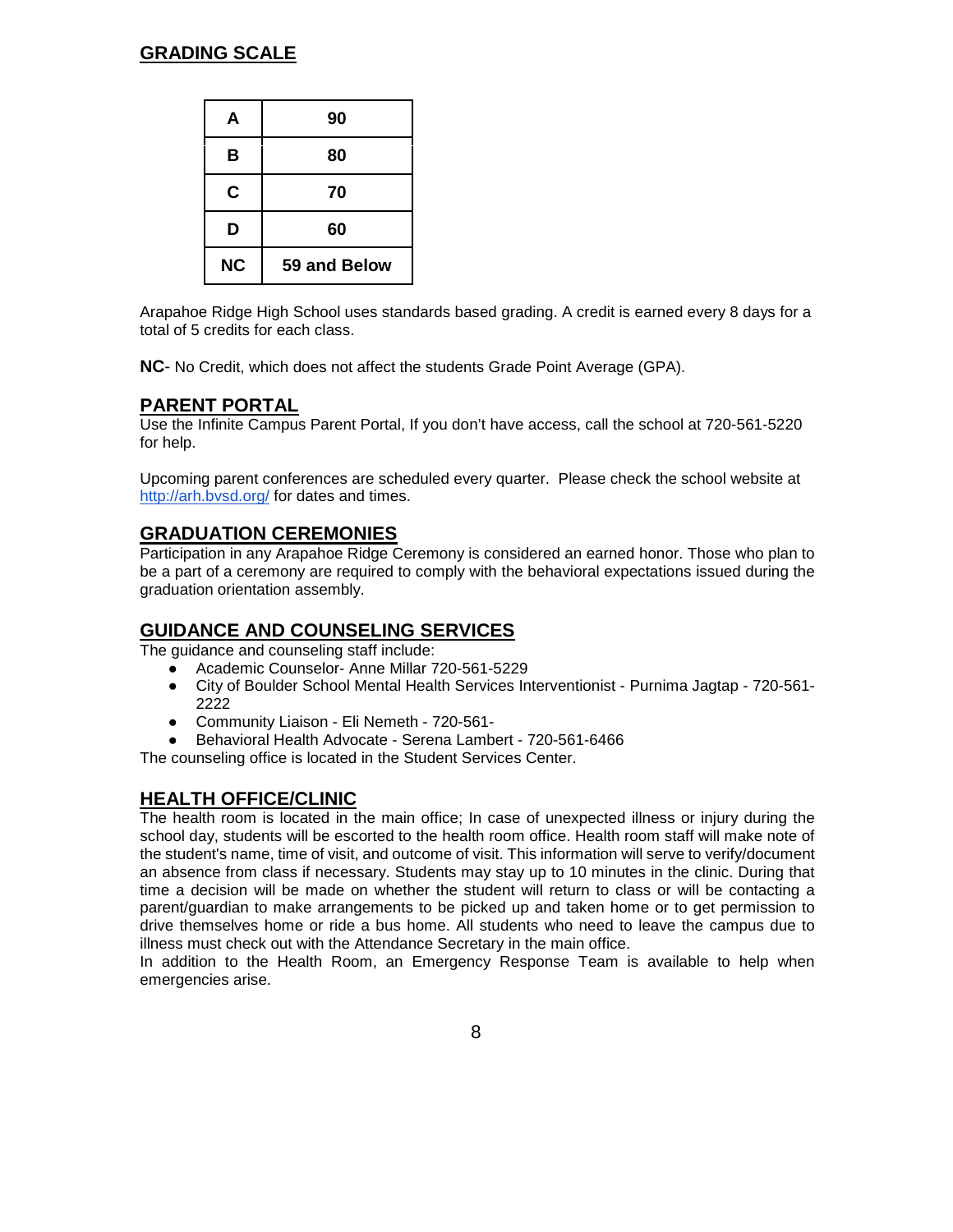## GRADING SCALE

| A | 90 |
|---|---|
| B | 80 |
| C | 70 |
| D | 60 |
| NC | 59 and Below |

Arapahoe Ridge High School uses standards based grading. A credit is earned every 8 days for a total of 5 credits for each class.

**NC**- No Credit, which does not affect the students Grade Point Average (GPA).

## PARENT PORTAL

Use the Infinite Campus Parent Portal, If you don't have access, call the school at 720-561-5220 for help.

Upcoming parent conferences are scheduled every quarter. Please check the school website at http://arh.bvsd.org/ for dates and times.

## GRADUATION CEREMONIES

Participation in any Arapahoe Ridge Ceremony is considered an earned honor. Those who plan to be a part of a ceremony are required to comply with the behavioral expectations issued during the graduation orientation assembly.

## GUIDANCE AND COUNSELING SERVICES

The guidance and counseling staff include:

- Academic Counselor- Anne Millar 720-561-5229
- City of Boulder School Mental Health Services Interventionist - Purnima Jagtap - 720-561-2222
- Community Liaison - Eli Nemeth - 720-561-
- Behavioral Health Advocate - Serena Lambert - 720-561-6466

The counseling office is located in the Student Services Center.

## HEALTH OFFICE/CLINIC

The health room is located in the main office; In case of unexpected illness or injury during the school day, students will be escorted to the health room office. Health room staff will make note of the student's name, time of visit, and outcome of visit. This information will serve to verify/document an absence from class if necessary. Students may stay up to 10 minutes in the clinic. During that time a decision will be made on whether the student will return to class or will be contacting a parent/guardian to make arrangements to be picked up and taken home or to get permission to drive themselves home or ride a bus home. All students who need to leave the campus due to illness must check out with the Attendance Secretary in the main office.

In addition to the Health Room, an Emergency Response Team is available to help when emergencies arise.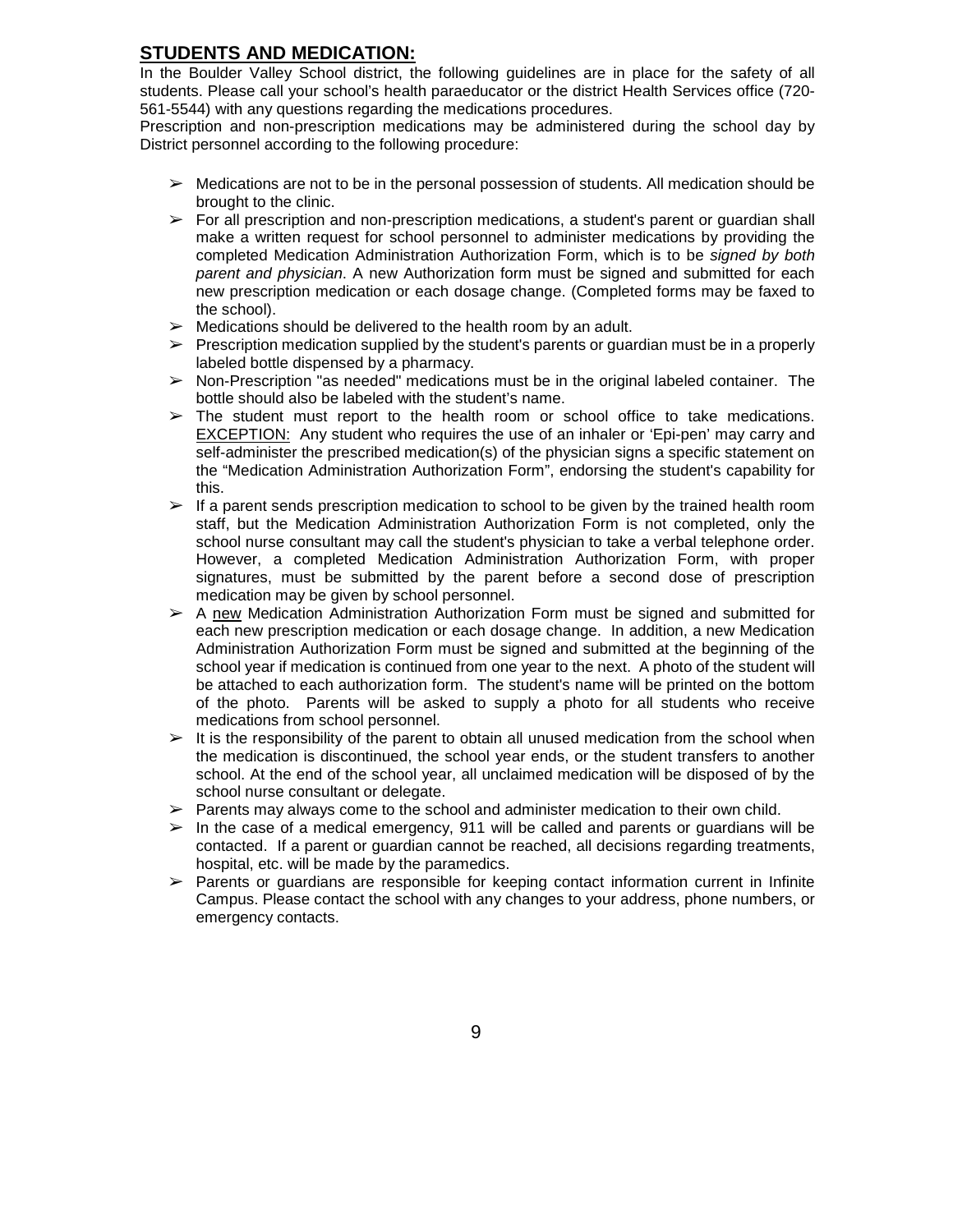## **STUDENTS AND MEDICATION:**

In the Boulder Valley School district, the following guidelines are in place for the safety of all students. Please call your school's health paraeducator or the district Health Services office (720-561-5544) with any questions regarding the medications procedures.

Prescription and non-prescription medications may be administered during the school day by District personnel according to the following procedure:

- Medications are not to be in the personal possession of students. All medication should be brought to the clinic.
- For all prescription and non-prescription medications, a student's parent or guardian shall make a written request for school personnel to administer medications by providing the completed Medication Administration Authorization Form, which is to be *signed by both parent and physician*. A new Authorization form must be signed and submitted for each new prescription medication or each dosage change. (Completed forms may be faxed to the school).
- Medications should be delivered to the health room by an adult.
- Prescription medication supplied by the student's parents or guardian must be in a properly labeled bottle dispensed by a pharmacy.
- Non-Prescription "as needed" medications must be in the original labeled container. The bottle should also be labeled with the student's name.
- The student must report to the health room or school office to take medications. <u>EXCEPTION:</u> Any student who requires the use of an inhaler or 'Epi-pen' may carry and self-administer the prescribed medication(s) of the physician signs a specific statement on the "Medication Administration Authorization Form", endorsing the student's capability for this.
- If a parent sends prescription medication to school to be given by the trained health room staff, but the Medication Administration Authorization Form is not completed, only the school nurse consultant may call the student's physician to take a verbal telephone order. However, a completed Medication Administration Authorization Form, with proper signatures, must be submitted by the parent before a second dose of prescription medication may be given by school personnel.
- A <u>new</u> Medication Administration Authorization Form must be signed and submitted for each new prescription medication or each dosage change. In addition, a new Medication Administration Authorization Form must be signed and submitted at the beginning of the school year if medication is continued from one year to the next. A photo of the student will be attached to each authorization form. The student's name will be printed on the bottom of the photo. Parents will be asked to supply a photo for all students who receive medications from school personnel.
- It is the responsibility of the parent to obtain all unused medication from the school when the medication is discontinued, the school year ends, or the student transfers to another school. At the end of the school year, all unclaimed medication will be disposed of by the school nurse consultant or delegate.
- Parents may always come to the school and administer medication to their own child.
- In the case of a medical emergency, 911 will be called and parents or guardians will be contacted. If a parent or guardian cannot be reached, all decisions regarding treatments, hospital, etc. will be made by the paramedics.
- Parents or guardians are responsible for keeping contact information current in Infinite Campus. Please contact the school with any changes to your address, phone numbers, or emergency contacts.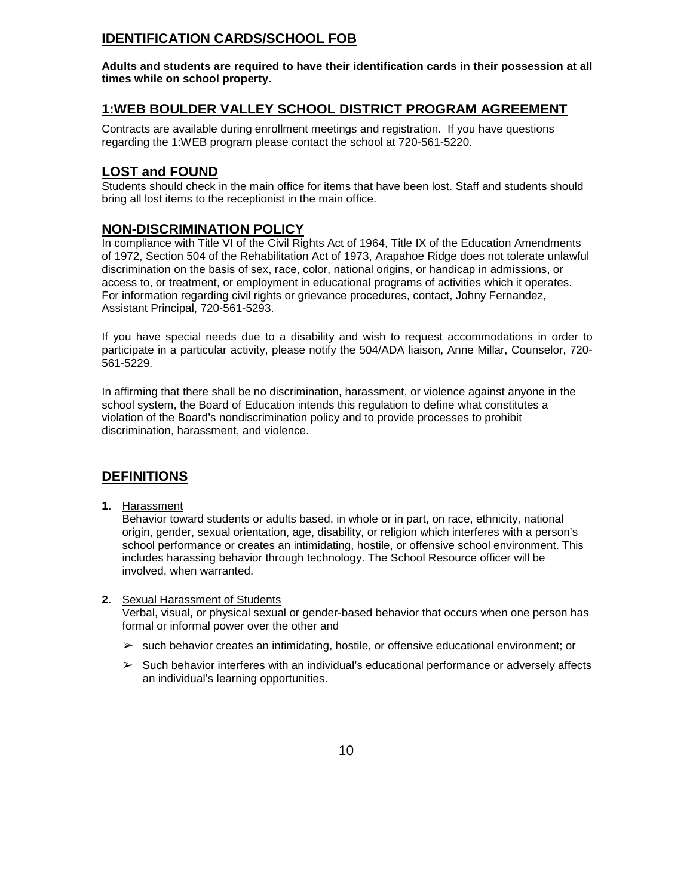## IDENTIFICATION CARDS/SCHOOL FOB

**Adults and students are required to have their identification cards in their possession at all times while on school property.**

## 1:WEB BOULDER VALLEY SCHOOL DISTRICT PROGRAM AGREEMENT

Contracts are available during enrollment meetings and registration. If you have questions regarding the 1:WEB program please contact the school at 720-561-5220.

## LOST and FOUND

Students should check in the main office for items that have been lost. Staff and students should bring all lost items to the receptionist in the main office.

## NON-DISCRIMINATION POLICY

In compliance with Title VI of the Civil Rights Act of 1964, Title IX of the Education Amendments of 1972, Section 504 of the Rehabilitation Act of 1973, Arapahoe Ridge does not tolerate unlawful discrimination on the basis of sex, race, color, national origins, or handicap in admissions, or access to, or treatment, or employment in educational programs of activities which it operates. For information regarding civil rights or grievance procedures, contact, Johny Fernandez, Assistant Principal, 720-561-5293.

If you have special needs due to a disability and wish to request accommodations in order to participate in a particular activity, please notify the 504/ADA liaison, Anne Millar, Counselor, 720-561-5229.

In affirming that there shall be no discrimination, harassment, or violence against anyone in the school system, the Board of Education intends this regulation to define what constitutes a violation of the Board's nondiscrimination policy and to provide processes to prohibit discrimination, harassment, and violence.

## DEFINITIONS

1. Harassment
   Behavior toward students or adults based, in whole or in part, on race, ethnicity, national origin, gender, sexual orientation, age, disability, or religion which interferes with a person's school performance or creates an intimidating, hostile, or offensive school environment. This includes harassing behavior through technology. The School Resource officer will be involved, when warranted.

2. Sexual Harassment of Students
   Verbal, visual, or physical sexual or gender-based behavior that occurs when one person has formal or informal power over the other and
   - such behavior creates an intimidating, hostile, or offensive educational environment; or
   - Such behavior interferes with an individual's educational performance or adversely affects an individual's learning opportunities.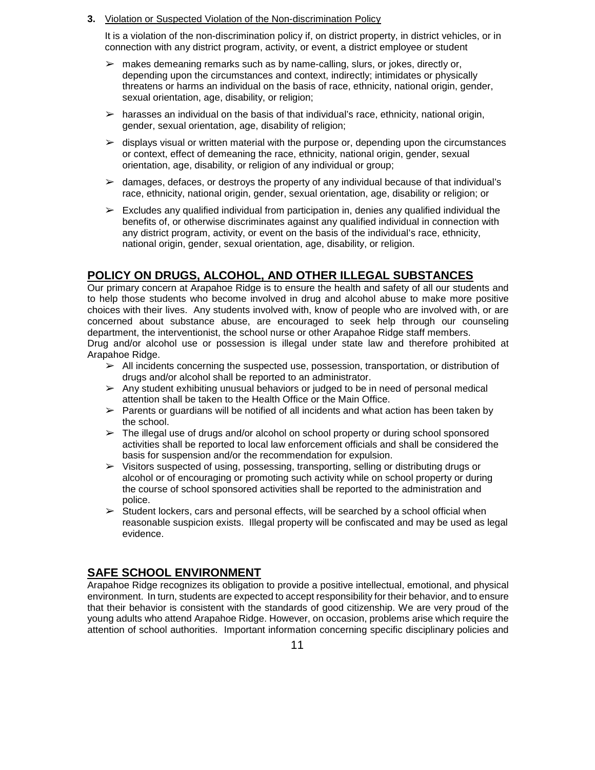**3.** Violation or Suspected Violation of the Non-discrimination Policy

It is a violation of the non-discrimination policy if, on district property, in district vehicles, or in connection with any district program, activity, or event, a district employee or student

- makes demeaning remarks such as by name-calling, slurs, or jokes, directly or, depending upon the circumstances and context, indirectly; intimidates or physically threatens or harms an individual on the basis of race, ethnicity, national origin, gender, sexual orientation, age, disability, or religion;
- harasses an individual on the basis of that individual's race, ethnicity, national origin, gender, sexual orientation, age, disability of religion;
- displays visual or written material with the purpose or, depending upon the circumstances or context, effect of demeaning the race, ethnicity, national origin, gender, sexual orientation, age, disability, or religion of any individual or group;
- damages, defaces, or destroys the property of any individual because of that individual's race, ethnicity, national origin, gender, sexual orientation, age, disability or religion; or
- Excludes any qualified individual from participation in, denies any qualified individual the benefits of, or otherwise discriminates against any qualified individual in connection with any district program, activity, or event on the basis of the individual's race, ethnicity, national origin, gender, sexual orientation, age, disability, or religion.

## POLICY ON DRUGS, ALCOHOL, AND OTHER ILLEGAL SUBSTANCES

Our primary concern at Arapahoe Ridge is to ensure the health and safety of all our students and to help those students who become involved in drug and alcohol abuse to make more positive choices with their lives. Any students involved with, know of people who are involved with, or are concerned about substance abuse, are encouraged to seek help through our counseling department, the interventionist, the school nurse or other Arapahoe Ridge staff members.
Drug and/or alcohol use or possession is illegal under state law and therefore prohibited at Arapahoe Ridge.

- All incidents concerning the suspected use, possession, transportation, or distribution of drugs and/or alcohol shall be reported to an administrator.
- Any student exhibiting unusual behaviors or judged to be in need of personal medical attention shall be taken to the Health Office or the Main Office.
- Parents or guardians will be notified of all incidents and what action has been taken by the school.
- The illegal use of drugs and/or alcohol on school property or during school sponsored activities shall be reported to local law enforcement officials and shall be considered the basis for suspension and/or the recommendation for expulsion.
- Visitors suspected of using, possessing, transporting, selling or distributing drugs or alcohol or of encouraging or promoting such activity while on school property or during the course of school sponsored activities shall be reported to the administration and police.
- Student lockers, cars and personal effects, will be searched by a school official when reasonable suspicion exists. Illegal property will be confiscated and may be used as legal evidence.

## SAFE SCHOOL ENVIRONMENT

Arapahoe Ridge recognizes its obligation to provide a positive intellectual, emotional, and physical environment. In turn, students are expected to accept responsibility for their behavior, and to ensure that their behavior is consistent with the standards of good citizenship. We are very proud of the young adults who attend Arapahoe Ridge. However, on occasion, problems arise which require the attention of school authorities. Important information concerning specific disciplinary policies and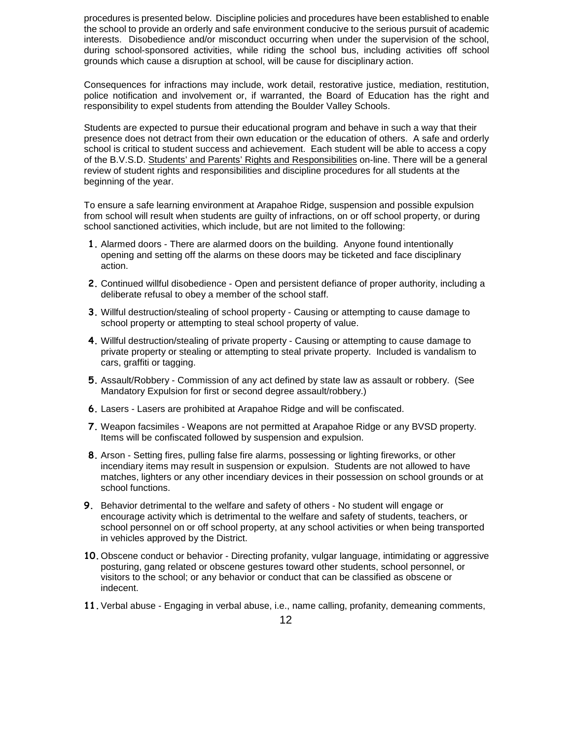procedures is presented below. Discipline policies and procedures have been established to enable the school to provide an orderly and safe environment conducive to the serious pursuit of academic interests. Disobedience and/or misconduct occurring when under the supervision of the school, during school-sponsored activities, while riding the school bus, including activities off school grounds which cause a disruption at school, will be cause for disciplinary action.

Consequences for infractions may include, work detail, restorative justice, mediation, restitution, police notification and involvement or, if warranted, the Board of Education has the right and responsibility to expel students from attending the Boulder Valley Schools.

Students are expected to pursue their educational program and behave in such a way that their presence does not detract from their own education or the education of others. A safe and orderly school is critical to student success and achievement. Each student will be able to access a copy of the B.V.S.D. Students' and Parents' Rights and Responsibilities on-line. There will be a general review of student rights and responsibilities and discipline procedures for all students at the beginning of the year.

To ensure a safe learning environment at Arapahoe Ridge, suspension and possible expulsion from school will result when students are guilty of infractions, on or off school property, or during school sanctioned activities, which include, but are not limited to the following:

1. Alarmed doors - There are alarmed doors on the building. Anyone found intentionally opening and setting off the alarms on these doors may be ticketed and face disciplinary action.
2. Continued willful disobedience - Open and persistent defiance of proper authority, including a deliberate refusal to obey a member of the school staff.
3. Willful destruction/stealing of school property - Causing or attempting to cause damage to school property or attempting to steal school property of value.
4. Willful destruction/stealing of private property - Causing or attempting to cause damage to private property or stealing or attempting to steal private property. Included is vandalism to cars, graffiti or tagging.
5. Assault/Robbery - Commission of any act defined by state law as assault or robbery. (See Mandatory Expulsion for first or second degree assault/robbery.)
6. Lasers - Lasers are prohibited at Arapahoe Ridge and will be confiscated.
7. Weapon facsimiles - Weapons are not permitted at Arapahoe Ridge or any BVSD property. Items will be confiscated followed by suspension and expulsion.
8. Arson - Setting fires, pulling false fire alarms, possessing or lighting fireworks, or other incendiary items may result in suspension or expulsion. Students are not allowed to have matches, lighters or any other incendiary devices in their possession on school grounds or at school functions.
9. Behavior detrimental to the welfare and safety of others - No student will engage or encourage activity which is detrimental to the welfare and safety of students, teachers, or school personnel on or off school property, at any school activities or when being transported in vehicles approved by the District.
10. Obscene conduct or behavior - Directing profanity, vulgar language, intimidating or aggressive posturing, gang related or obscene gestures toward other students, school personnel, or visitors to the school; or any behavior or conduct that can be classified as obscene or indecent.
11. Verbal abuse - Engaging in verbal abuse, i.e., name calling, profanity, demeaning comments,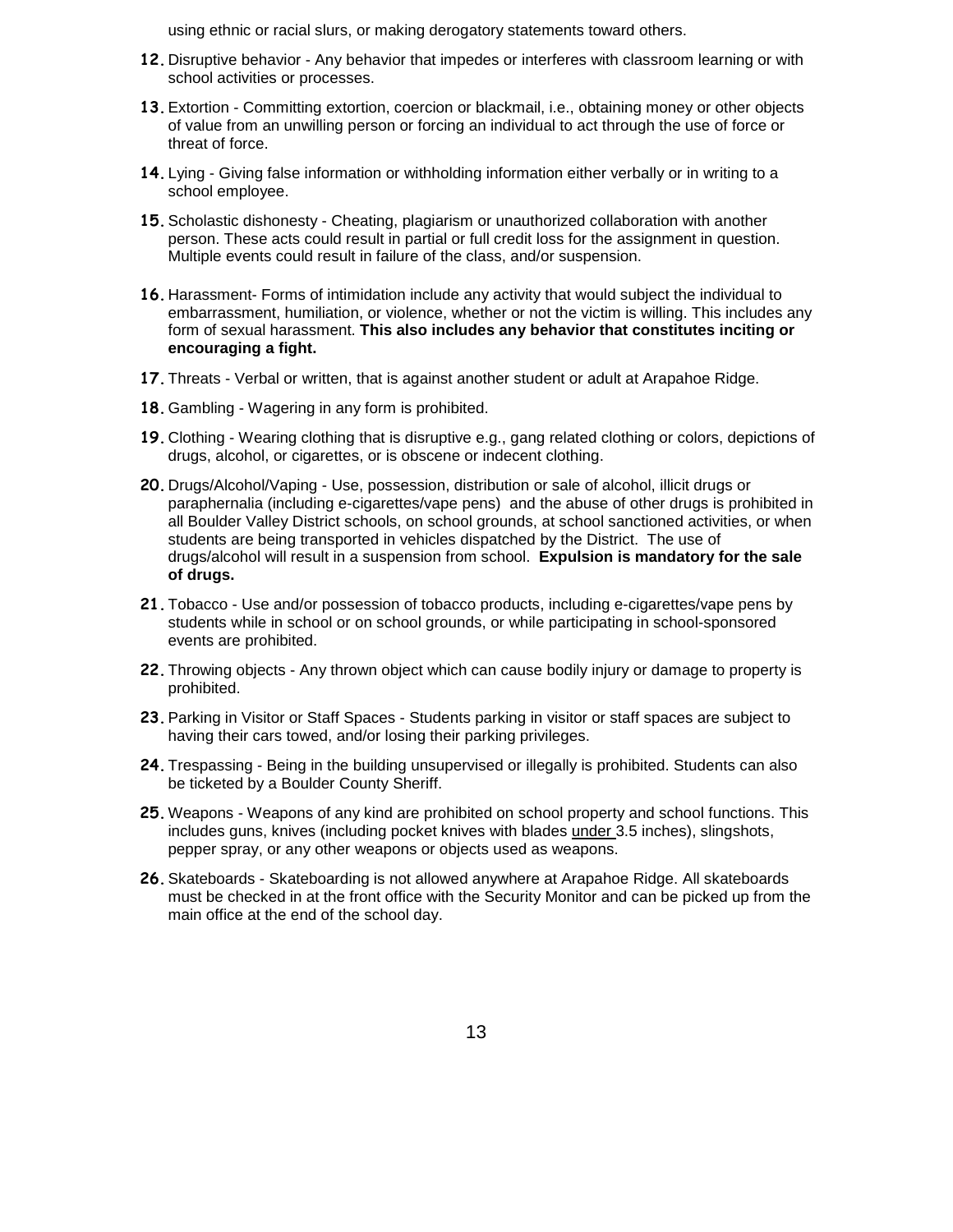using ethnic or racial slurs, or making derogatory statements toward others.

12. Disruptive behavior - Any behavior that impedes or interferes with classroom learning or with school activities or processes.

13. Extortion - Committing extortion, coercion or blackmail, i.e., obtaining money or other objects of value from an unwilling person or forcing an individual to act through the use of force or threat of force.

14. Lying - Giving false information or withholding information either verbally or in writing to a school employee.

15. Scholastic dishonesty - Cheating, plagiarism or unauthorized collaboration with another person. These acts could result in partial or full credit loss for the assignment in question. Multiple events could result in failure of the class, and/or suspension.

16. Harassment- Forms of intimidation include any activity that would subject the individual to embarrassment, humiliation, or violence, whether or not the victim is willing. This includes any form of sexual harassment. **This also includes any behavior that constitutes inciting or encouraging a fight.**

17. Threats - Verbal or written, that is against another student or adult at Arapahoe Ridge.

18. Gambling - Wagering in any form is prohibited.

19. Clothing - Wearing clothing that is disruptive e.g., gang related clothing or colors, depictions of drugs, alcohol, or cigarettes, or is obscene or indecent clothing.

20. Drugs/Alcohol/Vaping - Use, possession, distribution or sale of alcohol, illicit drugs or paraphernalia (including e-cigarettes/vape pens) and the abuse of other drugs is prohibited in all Boulder Valley District schools, on school grounds, at school sanctioned activities, or when students are being transported in vehicles dispatched by the District. The use of drugs/alcohol will result in a suspension from school. **Expulsion is mandatory for the sale of drugs.**

21. Tobacco - Use and/or possession of tobacco products, including e-cigarettes/vape pens by students while in school or on school grounds, or while participating in school-sponsored events are prohibited.

22. Throwing objects - Any thrown object which can cause bodily injury or damage to property is prohibited.

23. Parking in Visitor or Staff Spaces - Students parking in visitor or staff spaces are subject to having their cars towed, and/or losing their parking privileges.

24. Trespassing - Being in the building unsupervised or illegally is prohibited. Students can also be ticketed by a Boulder County Sheriff.

25. Weapons - Weapons of any kind are prohibited on school property and school functions. This includes guns, knives (including pocket knives with blades under 3.5 inches), slingshots, pepper spray, or any other weapons or objects used as weapons.

26. Skateboards - Skateboarding is not allowed anywhere at Arapahoe Ridge. All skateboards must be checked in at the front office with the Security Monitor and can be picked up from the main office at the end of the school day.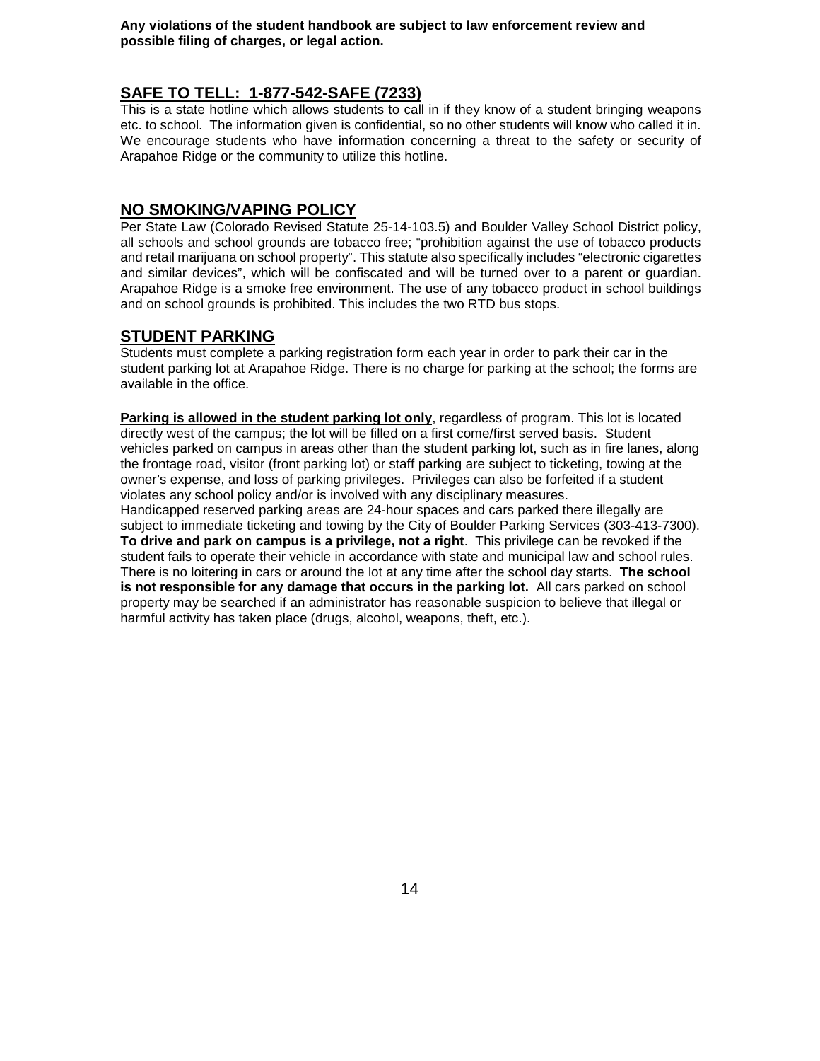**Any violations of the student handbook are subject to law enforcement review and possible filing of charges, or legal action.**

## SAFE TO TELL: 1-877-542-SAFE (7233)

This is a state hotline which allows students to call in if they know of a student bringing weapons etc. to school. The information given is confidential, so no other students will know who called it in. We encourage students who have information concerning a threat to the safety or security of Arapahoe Ridge or the community to utilize this hotline.

## NO SMOKING/VAPING POLICY

Per State Law (Colorado Revised Statute 25-14-103.5) and Boulder Valley School District policy, all schools and school grounds are tobacco free; "prohibition against the use of tobacco products and retail marijuana on school property". This statute also specifically includes "electronic cigarettes and similar devices", which will be confiscated and will be turned over to a parent or guardian. Arapahoe Ridge is a smoke free environment. The use of any tobacco product in school buildings and on school grounds is prohibited. This includes the two RTD bus stops.

## STUDENT PARKING

Students must complete a parking registration form each year in order to park their car in the student parking lot at Arapahoe Ridge. There is no charge for parking at the school; the forms are available in the office.

**Parking is allowed in the student parking lot only**, regardless of program. This lot is located directly west of the campus; the lot will be filled on a first come/first served basis. Student vehicles parked on campus in areas other than the student parking lot, such as in fire lanes, along the frontage road, visitor (front parking lot) or staff parking are subject to ticketing, towing at the owner's expense, and loss of parking privileges. Privileges can also be forfeited if a student violates any school policy and/or is involved with any disciplinary measures.
Handicapped reserved parking areas are 24-hour spaces and cars parked there illegally are subject to immediate ticketing and towing by the City of Boulder Parking Services (303-413-7300).
**To drive and park on campus is a privilege, not a right**. This privilege can be revoked if the student fails to operate their vehicle in accordance with state and municipal law and school rules. There is no loitering in cars or around the lot at any time after the school day starts. **The school is not responsible for any damage that occurs in the parking lot.** All cars parked on school property may be searched if an administrator has reasonable suspicion to believe that illegal or harmful activity has taken place (drugs, alcohol, weapons, theft, etc.).